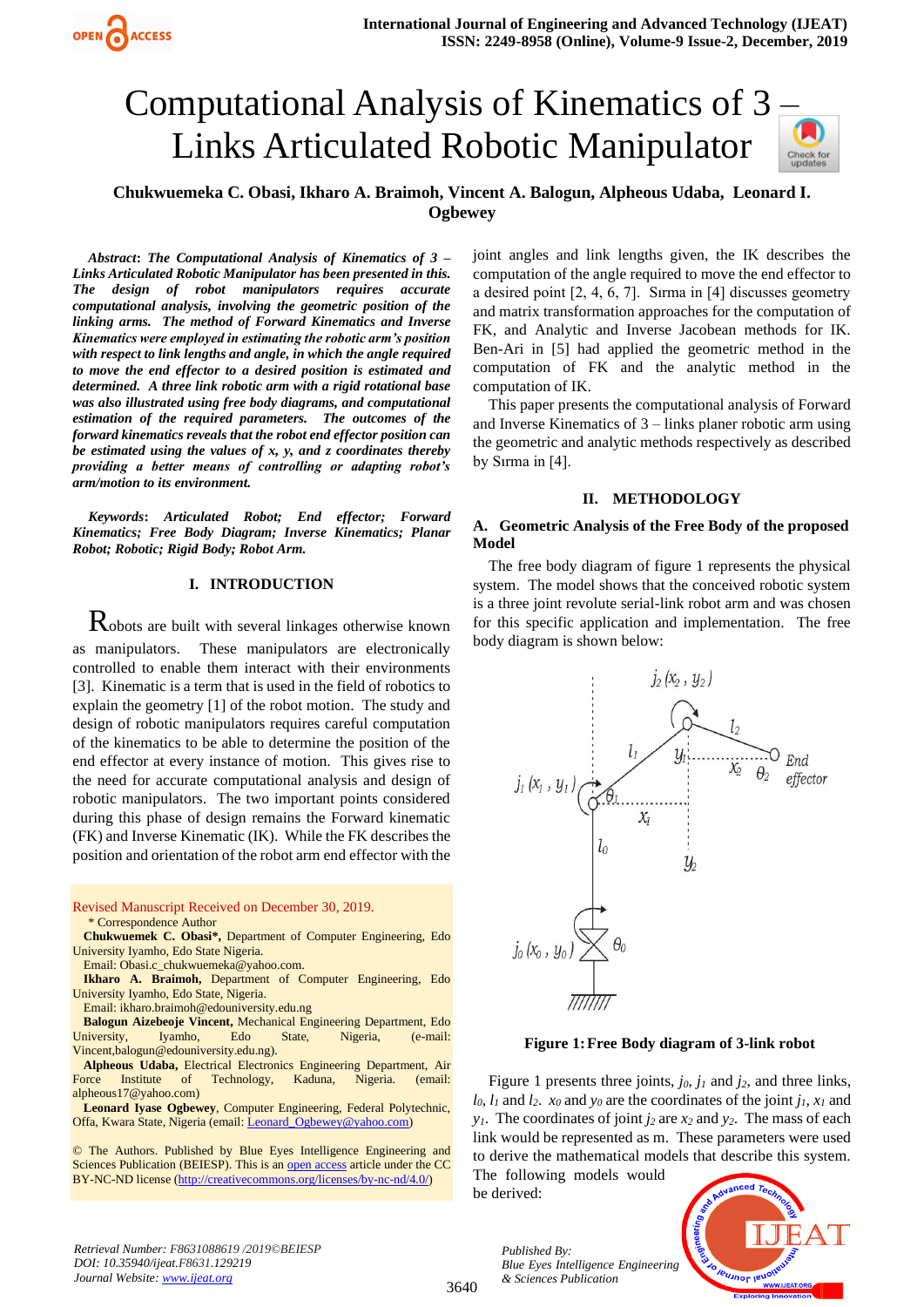# Computational Analysis of Kinematics of 3 – Links Articulated Robotic Manipulator

**Chukwuemeka C. Obasi, Ikharo A. Braimoh, Vincent A. Balogun, Alpheus Udaba, Leonard I. Ogbewey**

***Abstract*: *The Computational Analysis of Kinematics of 3 – Links Articulated Robotic Manipulator has been presented in this. The design of robot manipulators requires accurate computational analysis, involving the geometric position of the linking arms. The method of Forward Kinematics and Inverse Kinematics were employed in estimating the robotic arm's position with respect to link lengths and angle, in which the angle required to move the end effector to a desired position is estimated and determined. A three link robotic arm with a rigid rotational base was also illustrated using free body diagrams, and computational estimation of the required parameters. The outcomes of the forward kinematics reveals that the robot end effector position can be estimated using the values of x, y, and z coordinates thereby providing a better means of controlling or adapting robot's arm/motion to its environment.***

***Keywords*: *Articulated Robot; End effector; Forward Kinematics; Free Body Diagram; Inverse Kinematics; Planar Robot; Robotic; Rigid Body; Robot Arm.***

## I. INTRODUCTION

Robots are built with several linkages otherwise known as manipulators. These manipulators are electronically controlled to enable them interact with their environments [3]. Kinematic is a term that is used in the field of robotics to explain the geometry [1] of the robot motion. The study and design of robotic manipulators requires careful computation of the kinematics to be able to determine the position of the end effector at every instance of motion. This gives rise to the need for accurate computational analysis and design of robotic manipulators. The two important points considered during this phase of design remains the Forward kinematic (FK) and Inverse Kinematic (IK). While the FK describes the position and orientation of the robot arm end effector with the joint angles and link lengths given, the IK describes the computation of the angle required to move the end effector to a desired point [2, 4, 6, 7]. Sırma in [4] discusses geometry and matrix transformation approaches for the computation of FK, and Analytic and Inverse Jacobean methods for IK. Ben-Ari in [5] had applied the geometric method in the computation of FK and the analytic method in the computation of IK.

This paper presents the computational analysis of Forward and Inverse Kinematics of 3 – links planer robotic arm using the geometric and analytic methods respectively as described by Sırma in [4].

Revised Manuscript Received on December 30, 2019.

\* Correspondence Author

**Chukwuemek C. Obasi\***, Department of Computer Engineering, Edo University Iyamho, Edo State Nigeria.
Email: Obasi.c_chukwuemeka@yahoo.com.

**Ikharo A. Braimoh,** Department of Computer Engineering, Edo University Iyamho, Edo State, Nigeria.
Email: ikharo.braimoh@edouniversity.edu.ng

**Balogun Aizebeoje Vincent,** Mechanical Engineering Department, Edo University, Iyamho, Edo State, Nigeria, (e-mail: Vincent,balogun@edouniversity.edu.ng).

**Alpheus Udaba,** Electrical Electronics Engineering Department, Air Force Institute of Technology, Kaduna, Nigeria. (email: alpheous17@yahoo.com)

**Leonard Iyase Ogbewey**, Computer Engineering, Federal Polytechnic, Offa, Kwara State, Nigeria (email: Leonard_Ogbewey@yahoo.com)

© The Authors. Published by Blue Eyes Intelligence Engineering and Sciences Publication (BEIESP). This is an open access article under the CC BY-NC-ND license (http://creativecommons.org/licenses/by-nc-nd/4.0/)

## II. METHODOLOGY

### A. Geometric Analysis of the Free Body of the proposed Model

The free body diagram of figure 1 represents the physical system. The model shows that the conceived robotic system is a three joint revolute serial-link robot arm and was chosen for this specific application and implementation. The free body diagram is shown below:

**Figure 1: Free Body diagram of 3-link robot**

Figure 1 presents three joints, $j_0$, $j_1$ and $j_2$, and three links, $l_0$, $l_1$ and $l_2$. $x_0$ and $y_0$ are the coordinates of the joint $j_1$, $x_1$ and $y_1$. The coordinates of joint $j_2$ are $x_2$ and $y_2$. The mass of each link would be represented as m. These parameters were used to derive the mathematical models that describe this system. The following models would be derived: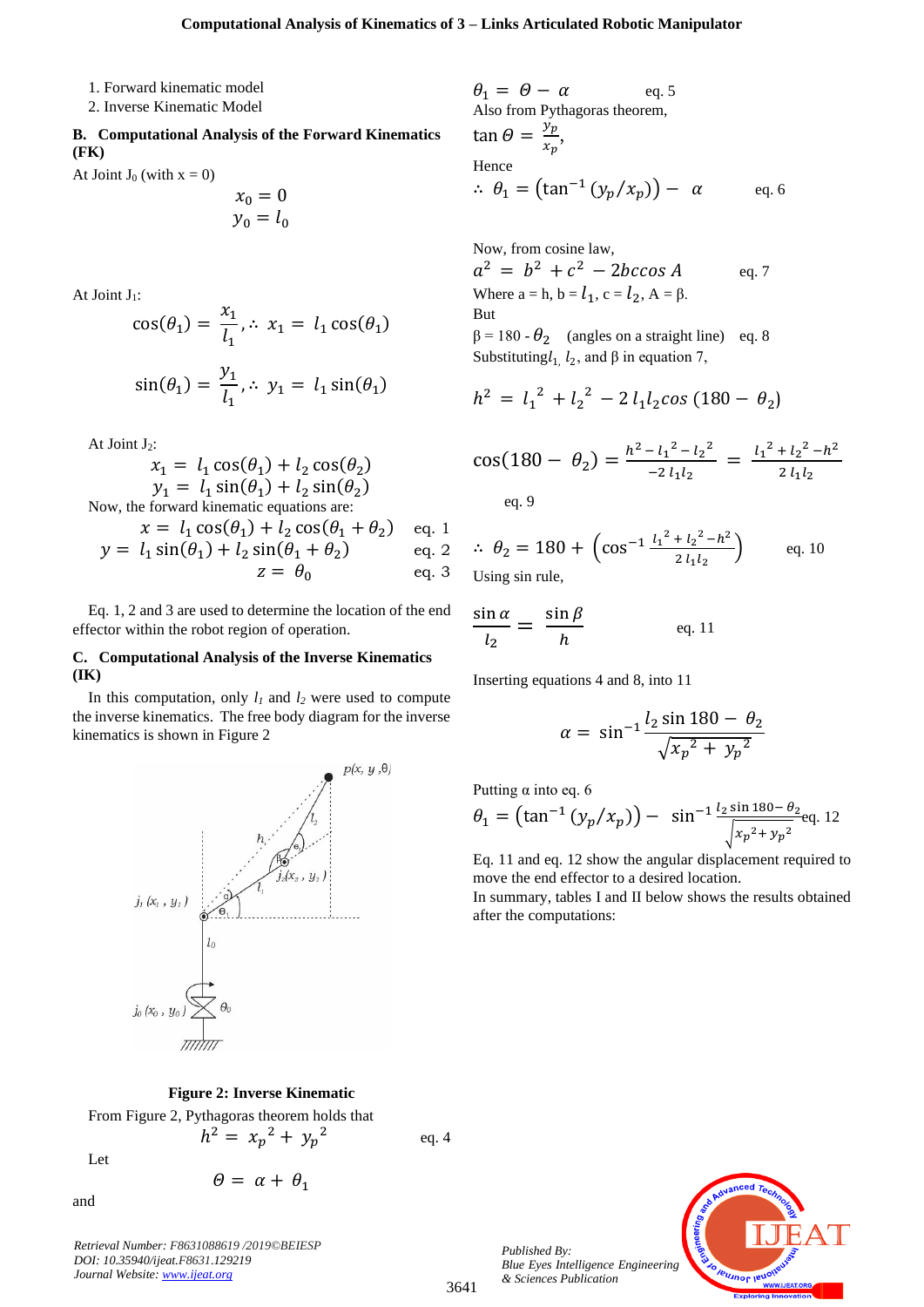1. Forward kinematic model
2. Inverse Kinematic Model

### B. Computational Analysis of the Forward Kinematics (FK)

At Joint $J_0$ (with x = 0)

$$x_0 = 0$$
$$y_0 = l_0$$

At Joint $J_1$:

$$\cos(\theta_1) = \frac{x_1}{l_1}, \therefore\ x_1 = l_1 \cos(\theta_1)$$

$$\sin(\theta_1) = \frac{y_1}{l_1}, \therefore\ y_1 = l_1 \sin(\theta_1)$$

At Joint $J_2$:

$$x_1 = l_1 \cos(\theta_1) + l_2 \cos(\theta_2)$$
$$y_1 = l_1 \sin(\theta_1) + l_2 \sin(\theta_2)$$

Now, the forward kinematic equations are:

$$x = l_1 \cos(\theta_1) + l_2 \cos(\theta_1 + \theta_2) \quad \text{eq. 1}$$
$$y = l_1 \sin(\theta_1) + l_2 \sin(\theta_1 + \theta_2) \quad \text{eq. 2}$$
$$z = \theta_0 \quad \text{eq. 3}$$

Eq. 1, 2 and 3 are used to determine the location of the end effector within the robot region of operation.

### C. Computational Analysis of the Inverse Kinematics (IK)

In this computation, only $l_1$ and $l_2$ were used to compute the inverse kinematics. The free body diagram for the inverse kinematics is shown in Figure 2

**Figure 2: Inverse Kinematic**

From Figure 2, Pythagoras theorem holds that

$$h^2 = {x_p}^2 + {y_p}^2 \quad \text{eq. 4}$$

Let

$$\Theta = \alpha + \theta_1$$

and

$$\theta_1 = \Theta - \alpha \quad \text{eq. 5}$$

Also from Pythagoras theorem,

$$\tan \Theta = \frac{y_p}{x_p},$$

Hence

$$\therefore\ \theta_1 = \left(\tan^{-1}(y_p/x_p)\right) - \alpha \quad \text{eq. 6}$$

Now, from cosine law,

$$a^2 = b^2 + c^2 - 2bc\cos A \quad \text{eq. 7}$$

Where a = h, b = $l_1$, c = $l_2$, A = β.

But

β = 180 - $\theta_2$ (angles on a straight line) eq. 8

Substituting $l_1$, $l_2$, and β in equation 7,

$$h^2 = {l_1}^2 + {l_2}^2 - 2\, l_1 l_2 cos\,(180 - \theta_2)$$

$$\cos(180 - \theta_2) = \frac{h^2 - {l_1}^2 - {l_2}^2}{-2\, l_1 l_2} = \frac{{l_1}^2 + {l_2}^2 - h^2}{2\, l_1 l_2}$$

eq. 9

$$\therefore\ \theta_2 = 180 + \left(\cos^{-1} \frac{{l_1}^2 + {l_2}^2 - h^2}{2\, l_1 l_2}\right) \quad \text{eq. 10}$$

Using sin rule,

$$\frac{\sin \alpha}{l_2} = \frac{\sin \beta}{h} \quad \text{eq. 11}$$

Inserting equations 4 and 8, into 11

$$\alpha = \sin^{-1} \frac{l_2 \sin 180 - \theta_2}{\sqrt{{x_p}^2 + {y_p}^2}}$$

Putting α into eq. 6

$$\theta_1 = \left(\tan^{-1}(y_p/x_p)\right) - \sin^{-1} \frac{l_2 \sin 180 - \theta_2}{\sqrt{{x_p}^2 + {y_p}^2}} \quad \text{eq. 12}$$

Eq. 11 and eq. 12 show the angular displacement required to move the end effector to a desired location.

In summary, tables I and II below shows the results obtained after the computations: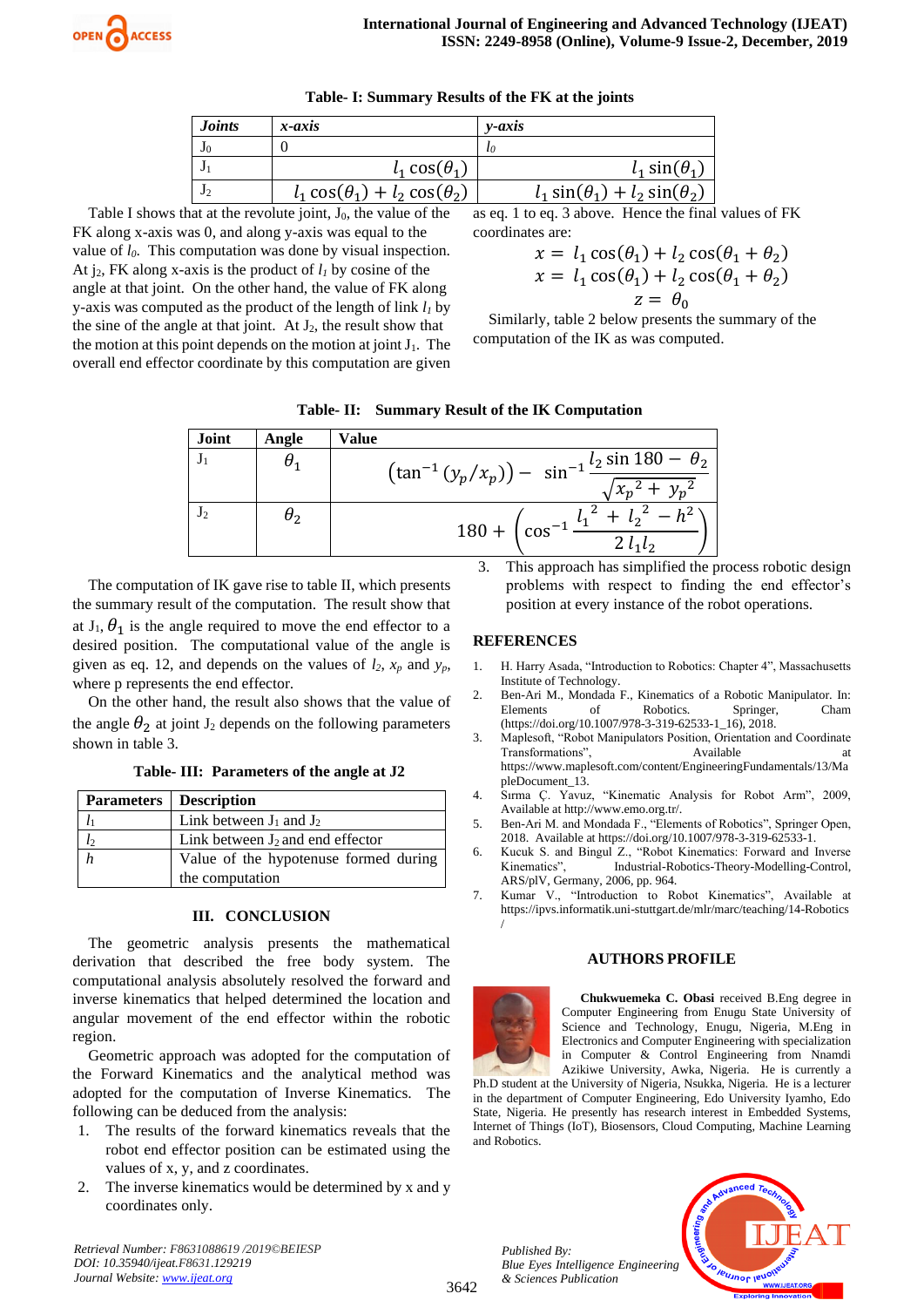**Table- I: Summary Results of the FK at the joints**

| *Joints* | *x-axis* | *y-axis* |
|---|---|---|
| $J_0$ | 0 | $l_0$ |
| $J_1$ | $l_1 \cos(\theta_1)$ | $l_1 \sin(\theta_1)$ |
| $J_2$ | $l_1 \cos(\theta_1) + l_2 \cos(\theta_2)$ | $l_1 \sin(\theta_1) + l_2 \sin(\theta_2)$ |

Table I shows that at the revolute joint, $J_0$, the value of the FK along x-axis was 0, and along y-axis was equal to the value of $l_0$. This computation was done by visual inspection. At $j_2$, FK along x-axis is the product of $l_1$ by cosine of the angle at that joint. On the other hand, the value of FK along y-axis was computed as the product of the length of link $l_1$ by the sine of the angle at that joint. At $J_2$, the result show that the motion at this point depends on the motion at joint $J_1$. The overall end effector coordinate by this computation are given as eq. 1 to eq. 3 above. Hence the final values of FK coordinates are:

$$x = l_1 \cos(\theta_1) + l_2 \cos(\theta_1 + \theta_2)$$

$$x = l_1 \cos(\theta_1) + l_2 \cos(\theta_1 + \theta_2)$$

$$z = \theta_0$$

Similarly, table 2 below presents the summary of the computation of the IK as was computed.

**Table- II: Summary Result of the IK Computation**

| Joint | Angle | Value |
|---|---|---|
| $J_1$ | $\theta_1$ | $\left(\tan^{-1}(y_p/x_p)\right) - \sin^{-1}\dfrac{l_2 \sin 180 - \theta_2}{\sqrt{{x_p}^2 + {y_p}^2}}$ |
| $J_2$ | $\theta_2$ | $180 + \left(\cos^{-1}\dfrac{{l_1}^2 + {l_2}^2 - h^2}{2\, l_1 l_2}\right)$ |

The computation of IK gave rise to table II, which presents the summary result of the computation. The result show that at $J_1$, $\theta_1$ is the angle required to move the end effector to a desired position. The computational value of the angle is given as eq. 12, and depends on the values of $l_2$, $x_p$ and $y_p$, where p represents the end effector.

On the other hand, the result also shows that the value of the angle $\theta_2$ at joint $J_2$ depends on the following parameters shown in table 3.

**Table- III: Parameters of the angle at J2**

| Parameters | Description |
|---|---|
| $l_1$ | Link between $J_1$ and $J_2$ |
| $l_2$ | Link between $J_2$ and end effector |
| $h$ | Value of the hypotenuse formed during the computation |

## III. CONCLUSION

The geometric analysis presents the mathematical derivation that described the free body system. The computational analysis absolutely resolved the forward and inverse kinematics that helped determined the location and angular movement of the end effector within the robotic region.

Geometric approach was adopted for the computation of the Forward Kinematics and the analytical method was adopted for the computation of Inverse Kinematics. The following can be deduced from the analysis:

1. The results of the forward kinematics reveals that the robot end effector position can be estimated using the values of x, y, and z coordinates.
2. The inverse kinematics would be determined by x and y coordinates only.
3. This approach has simplified the process robotic design problems with respect to finding the end effector's position at every instance of the robot operations.

## REFERENCES

1. H. Harry Asada, "Introduction to Robotics: Chapter 4", Massachusetts Institute of Technology.
2. Ben-Ari M., Mondada F., Kinematics of a Robotic Manipulator. In: Elements of Robotics. Springer, Cham (https://doi.org/10.1007/978-3-319-62533-1_16), 2018.
3. Maplesoft, "Robot Manipulators Position, Orientation and Coordinate Transformations", Available at https://www.maplesoft.com/content/EngineeringFundamentals/13/MapleDocument_13.
4. Sırma Ç. Yavuz, "Kinematic Analysis for Robot Arm", 2009, Available at http://www.emo.org.tr/.
5. Ben-Ari M. and Mondada F., "Elements of Robotics", Springer Open, 2018. Available at https://doi.org/10.1007/978-3-319-62533-1.
6. Kucuk S. and Bingul Z., "Robot Kinematics: Forward and Inverse Kinematics", Industrial-Robotics-Theory-Modelling-Control, ARS/plV, Germany, 2006, pp. 964.
7. Kumar V., "Introduction to Robot Kinematics", Available at https://ipvs.informatik.uni-stuttgart.de/mlr/marc/teaching/14-Robotics/

## AUTHORS PROFILE

**Chukwuemeka C. Obasi** received B.Eng degree in Computer Engineering from Enugu State University of Science and Technology, Enugu, Nigeria, M.Eng in Electronics and Computer Engineering with specialization in Computer & Control Engineering from Nnamdi Azikiwe University, Awka, Nigeria. He is currently a Ph.D student at the University of Nigeria, Nsukka, Nigeria. He is a lecturer in the department of Computer Engineering, Edo University Iyamho, Edo State, Nigeria. He presently has research interest in Embedded Systems, Internet of Things (IoT), Biosensors, Cloud Computing, Machine Learning and Robotics.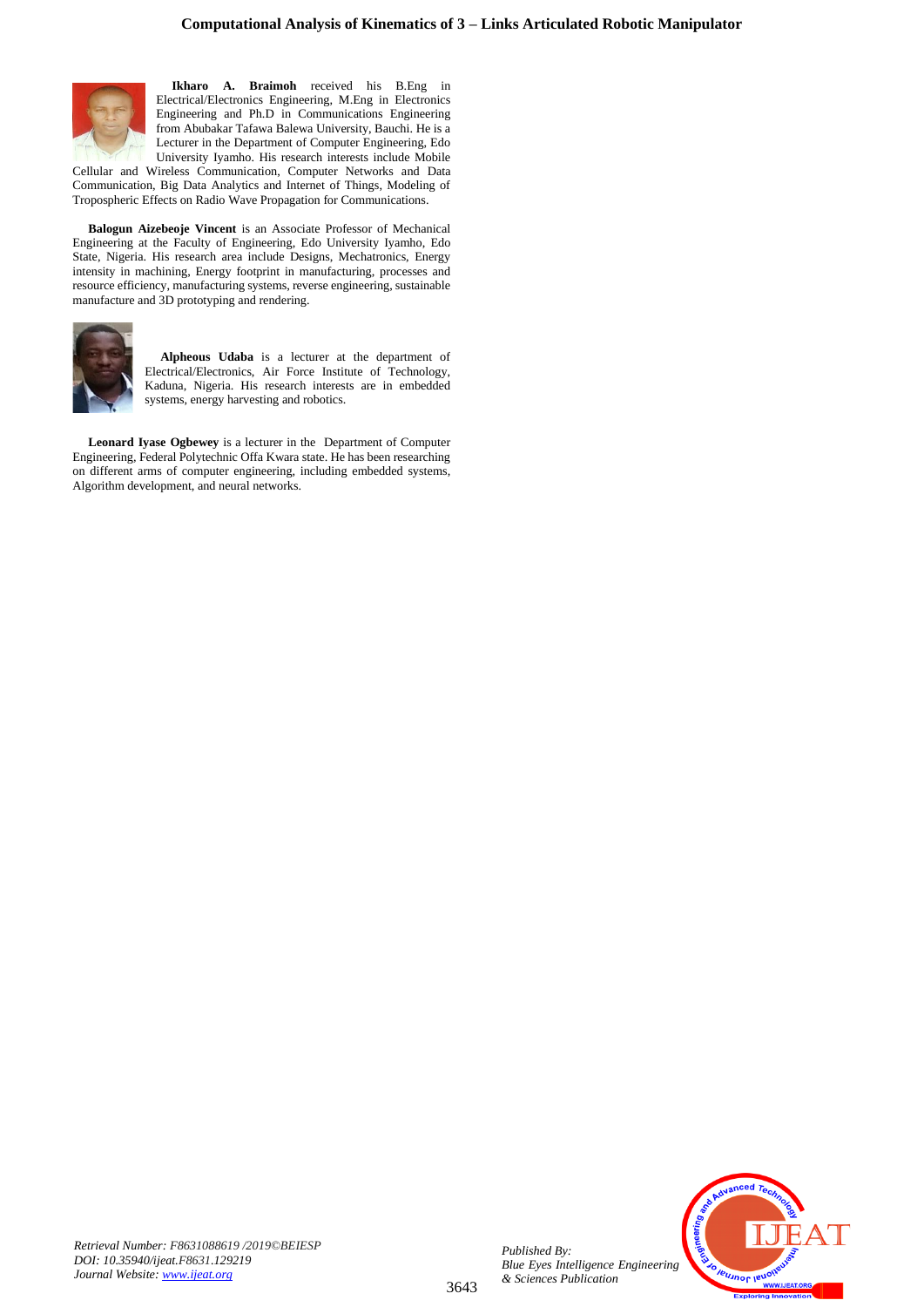**Ikharo A. Braimoh** received his B.Eng in Electrical/Electronics Engineering, M.Eng in Electronics Engineering and Ph.D in Communications Engineering from Abubakar Tafawa Balewa University, Bauchi. He is a Lecturer in the Department of Computer Engineering, Edo University Iyamho. His research interests include Mobile Cellular and Wireless Communication, Computer Networks and Data Communication, Big Data Analytics and Internet of Things, Modeling of Tropospheric Effects on Radio Wave Propagation for Communications.

**Balogun Aizebeoje Vincent** is an Associate Professor of Mechanical Engineering at the Faculty of Engineering, Edo University Iyamho, Edo State, Nigeria. His research area include Designs, Mechatronics, Energy intensity in machining, Energy footprint in manufacturing, processes and resource efficiency, manufacturing systems, reverse engineering, sustainable manufacture and 3D prototyping and rendering.

**Alpheous Udaba** is a lecturer at the department of Electrical/Electronics, Air Force Institute of Technology, Kaduna, Nigeria. His research interests are in embedded systems, energy harvesting and robotics.

**Leonard Iyase Ogbewey** is a lecturer in the Department of Computer Engineering, Federal Polytechnic Offa Kwara state. He has been researching on different arms of computer engineering, including embedded systems, Algorithm development, and neural networks.